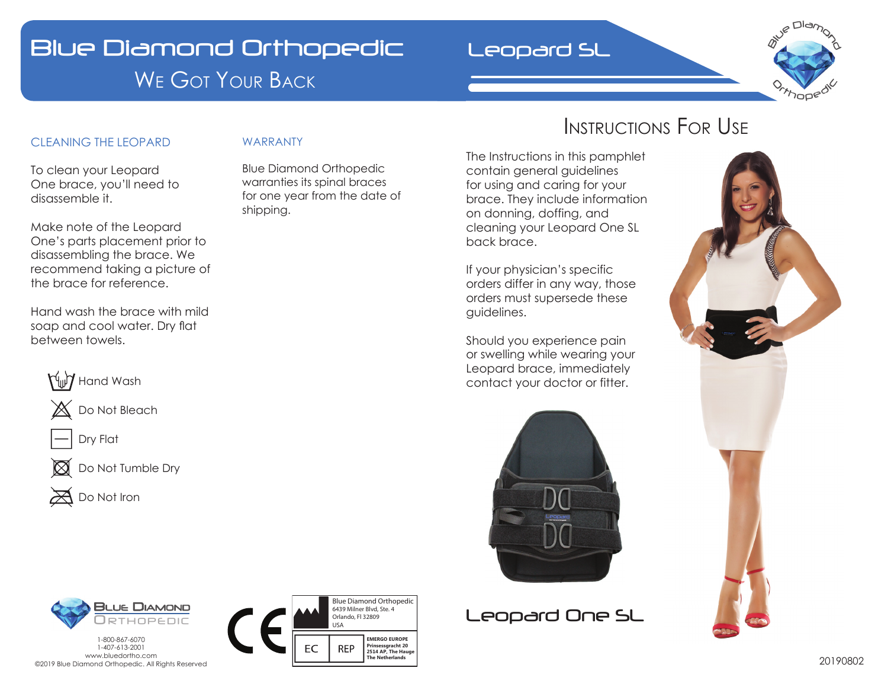# Blue Diamond Orthopedic

We Got Your Back

Leopard SL

## CLEANING THE LEOPARD

To clean your Leopard One brace, you'll need to disassemble it.

Make note of the Leopard One's parts placement prior to disassembling the brace. We recommend taking a picture of the brace for reference.

Hand wash the brace with mild soap and cool water. Dry flat between towels.

- Hand Wash
- Do Not Bleach
- Dry Flat
- Do Not Tumble Dry
- Do Not Iron

## WARRANTY

Blue Diamond Orthopedic warranties its spinal braces for one year from the date of shipping.

## Instructions For Use

The Instructions in this pamphlet contain general guidelines for using and caring for your brace. They include information on donning, doffing, and cleaning your Leopard One SL back brace.

If your physician's specific orders differ in any way, those orders must supersede these guidelines.

Should you experience pain or swelling while wearing your Leopard brace, immediately contact your doctor or fitter.

Leopard One SL

Blue Diamond Orthopedic

1-800-867-6070
1-407-613-2001
www.bluedortho.com
©2019 Blue Diamond Orthopedic. All Rights Reserved

Blue Diamond Orthopedic
6439 Milner Blvd, Ste. 4
Orlando, Fl 32809
USA

EC REP
EMERGO EUROPE
Prinsessgracht 20
2514 AP, The Hauge
The Netherlands

20190802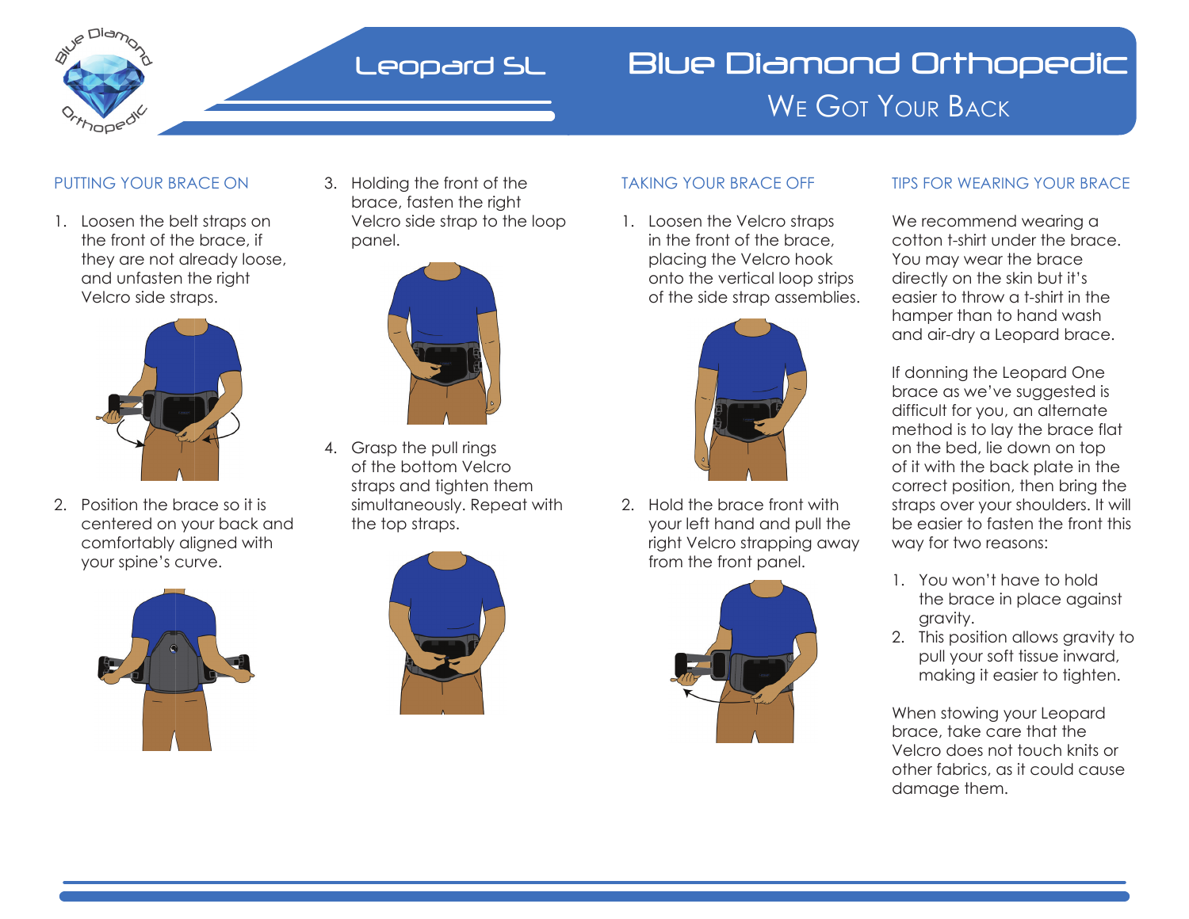# Leopard SL

# Blue Diamond Orthopedic

## We Got Your Back

### PUTTING YOUR BRACE ON

1. Loosen the belt straps on the front of the brace, if they are not already loose, and unfasten the right Velcro side straps.
2. Position the brace so it is centered on your back and comfortably aligned with your spine's curve.
3. Holding the front of the brace, fasten the right Velcro side strap to the loop panel.
4. Grasp the pull rings of the bottom Velcro straps and tighten them simultaneously. Repeat with the top straps.

### TAKING YOUR BRACE OFF

1. Loosen the Velcro straps in the front of the brace, placing the Velcro hook onto the vertical loop strips of the side strap assemblies.
2. Hold the brace front with your left hand and pull the right Velcro strapping away from the front panel.

### TIPS FOR WEARING YOUR BRACE

We recommend wearing a cotton t-shirt under the brace. You may wear the brace directly on the skin but it's easier to throw a t-shirt in the hamper than to hand wash and air-dry a Leopard brace.

If donning the Leopard One brace as we've suggested is difficult for you, an alternate method is to lay the brace flat on the bed, lie down on top of it with the back plate in the correct position, then bring the straps over your shoulders. It will be easier to fasten the front this way for two reasons:

1. You won't have to hold the brace in place against gravity.
2. This position allows gravity to pull your soft tissue inward, making it easier to tighten.

When stowing your Leopard brace, take care that the Velcro does not touch knits or other fabrics, as it could cause damage them.